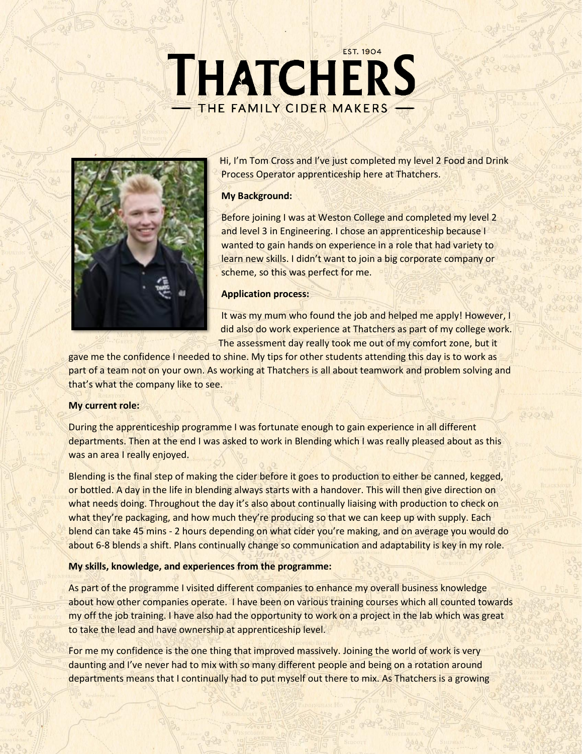# THATCHERS

EST. 1904

THE FAMILY CIDER MAKERS

Hi, I'm Tom Cross and I've just completed my level 2 Food and Drink Process Operator apprenticeship here at Thatchers.

**My Background:**

Before joining I was at Weston College and completed my level 2 and level 3 in Engineering. I chose an apprenticeship because I wanted to gain hands on experience in a role that had variety to learn new skills. I didn't want to join a big corporate company or scheme, so this was perfect for me.

**Application process:**

It was my mum who found the job and helped me apply! However, I did also do work experience at Thatchers as part of my college work. The assessment day really took me out of my comfort zone, but it gave me the confidence I needed to shine. My tips for other students attending this day is to work as part of a team not on your own. As working at Thatchers is all about teamwork and problem solving and that's what the company like to see.

**My current role:**

During the apprenticeship programme I was fortunate enough to gain experience in all different departments. Then at the end I was asked to work in Blending which I was really pleased about as this was an area I really enjoyed.

Blending is the final step of making the cider before it goes to production to either be canned, kegged, or bottled. A day in the life in blending always starts with a handover. This will then give direction on what needs doing. Throughout the day it's also about continually liaising with production to check on what they're packaging, and how much they're producing so that we can keep up with supply. Each blend can take 45 mins - 2 hours depending on what cider you're making, and on average you would do about 6-8 blends a shift. Plans continually change so communication and adaptability is key in my role.

**My skills, knowledge, and experiences from the programme:**

As part of the programme I visited different companies to enhance my overall business knowledge about how other companies operate. I have been on various training courses which all counted towards my off the job training. I have also had the opportunity to work on a project in the lab which was great to take the lead and have ownership at apprenticeship level.

For me my confidence is the one thing that improved massively. Joining the world of work is very daunting and I've never had to mix with so many different people and being on a rotation around departments means that I continually had to put myself out there to mix. As Thatchers is a growing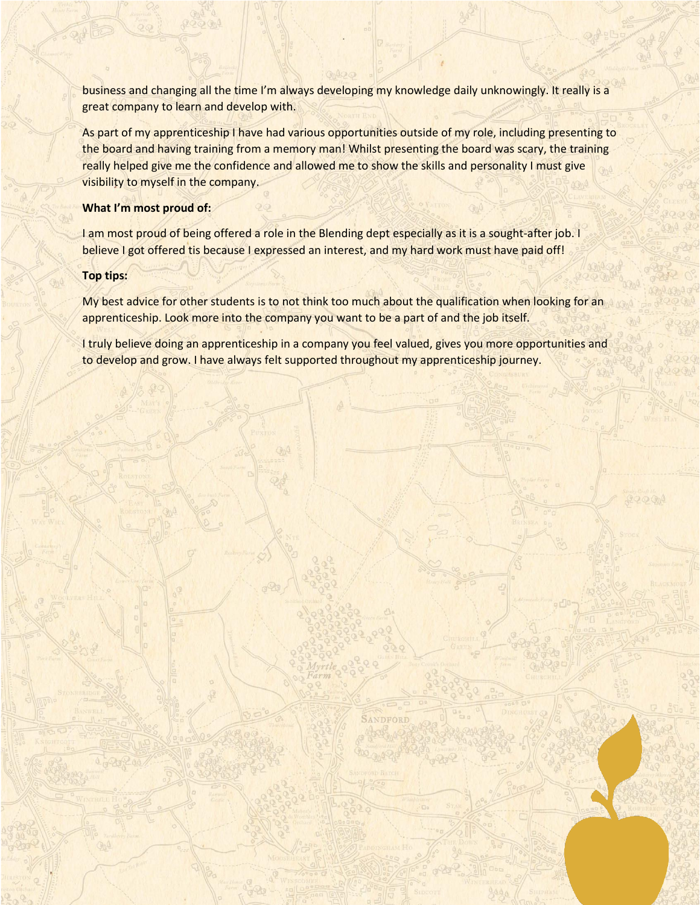business and changing all the time I'm always developing my knowledge daily unknowingly. It really is a great company to learn and develop with.

As part of my apprenticeship I have had various opportunities outside of my role, including presenting to the board and having training from a memory man! Whilst presenting the board was scary, the training really helped give me the confidence and allowed me to show the skills and personality I must give visibility to myself in the company.

**What I'm most proud of:**

I am most proud of being offered a role in the Blending dept especially as it is a sought-after job. I believe I got offered tis because I expressed an interest, and my hard work must have paid off!

**Top tips:**

My best advice for other students is to not think too much about the qualification when looking for an apprenticeship. Look more into the company you want to be a part of and the job itself.

I truly believe doing an apprenticeship in a company you feel valued, gives you more opportunities and to develop and grow. I have always felt supported throughout my apprenticeship journey.